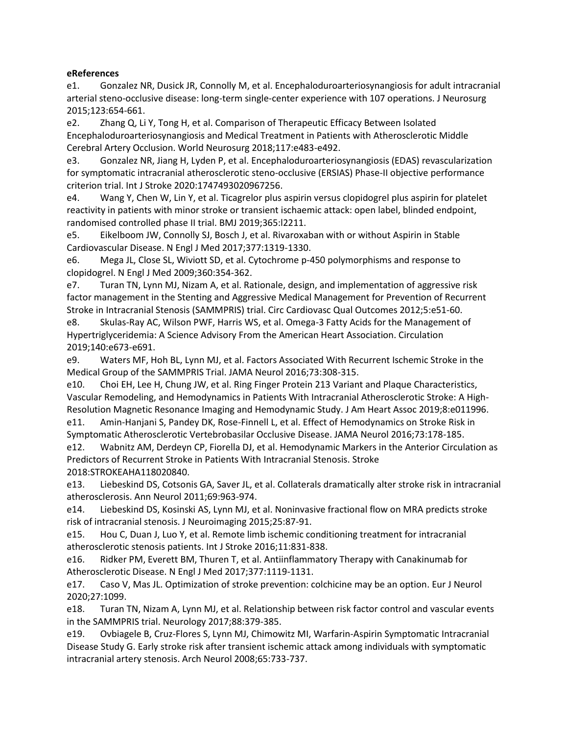**eReferences**

e1. Gonzalez NR, Dusick JR, Connolly M, et al. Encephaloduroarteriosynangiosis for adult intracranial arterial steno-occlusive disease: long-term single-center experience with 107 operations. J Neurosurg 2015;123:654-661.

e2. Zhang Q, Li Y, Tong H, et al. Comparison of Therapeutic Efficacy Between Isolated Encephaloduroarteriosynangiosis and Medical Treatment in Patients with Atherosclerotic Middle Cerebral Artery Occlusion. World Neurosurg 2018;117:e483-e492.

e3. Gonzalez NR, Jiang H, Lyden P, et al. Encephaloduroarteriosynangiosis (EDAS) revascularization for symptomatic intracranial atherosclerotic steno-occlusive (ERSIAS) Phase-II objective performance criterion trial. Int J Stroke 2020:1747493020967256.

e4. Wang Y, Chen W, Lin Y, et al. Ticagrelor plus aspirin versus clopidogrel plus aspirin for platelet reactivity in patients with minor stroke or transient ischaemic attack: open label, blinded endpoint, randomised controlled phase II trial. BMJ 2019;365:l2211.

e5. Eikelboom JW, Connolly SJ, Bosch J, et al. Rivaroxaban with or without Aspirin in Stable Cardiovascular Disease. N Engl J Med 2017;377:1319-1330.

e6. Mega JL, Close SL, Wiviott SD, et al. Cytochrome p-450 polymorphisms and response to clopidogrel. N Engl J Med 2009;360:354-362.

e7. Turan TN, Lynn MJ, Nizam A, et al. Rationale, design, and implementation of aggressive risk factor management in the Stenting and Aggressive Medical Management for Prevention of Recurrent Stroke in Intracranial Stenosis (SAMMPRIS) trial. Circ Cardiovasc Qual Outcomes 2012;5:e51-60.

e8. Skulas-Ray AC, Wilson PWF, Harris WS, et al. Omega-3 Fatty Acids for the Management of Hypertriglyceridemia: A Science Advisory From the American Heart Association. Circulation 2019;140:e673-e691.

e9. Waters MF, Hoh BL, Lynn MJ, et al. Factors Associated With Recurrent Ischemic Stroke in the Medical Group of the SAMMPRIS Trial. JAMA Neurol 2016;73:308-315.

e10. Choi EH, Lee H, Chung JW, et al. Ring Finger Protein 213 Variant and Plaque Characteristics, Vascular Remodeling, and Hemodynamics in Patients With Intracranial Atherosclerotic Stroke: A High-Resolution Magnetic Resonance Imaging and Hemodynamic Study. J Am Heart Assoc 2019;8:e011996.

e11. Amin-Hanjani S, Pandey DK, Rose-Finnell L, et al. Effect of Hemodynamics on Stroke Risk in Symptomatic Atherosclerotic Vertebrobasilar Occlusive Disease. JAMA Neurol 2016;73:178-185.

e12. Wabnitz AM, Derdeyn CP, Fiorella DJ, et al. Hemodynamic Markers in the Anterior Circulation as Predictors of Recurrent Stroke in Patients With Intracranial Stenosis. Stroke 2018:STROKEAHA118020840.

e13. Liebeskind DS, Cotsonis GA, Saver JL, et al. Collaterals dramatically alter stroke risk in intracranial atherosclerosis. Ann Neurol 2011;69:963-974.

e14. Liebeskind DS, Kosinski AS, Lynn MJ, et al. Noninvasive fractional flow on MRA predicts stroke risk of intracranial stenosis. J Neuroimaging 2015;25:87-91.

e15. Hou C, Duan J, Luo Y, et al. Remote limb ischemic conditioning treatment for intracranial atherosclerotic stenosis patients. Int J Stroke 2016;11:831-838.

e16. Ridker PM, Everett BM, Thuren T, et al. Antiinflammatory Therapy with Canakinumab for Atherosclerotic Disease. N Engl J Med 2017;377:1119-1131.

e17. Caso V, Mas JL. Optimization of stroke prevention: colchicine may be an option. Eur J Neurol 2020;27:1099.

e18. Turan TN, Nizam A, Lynn MJ, et al. Relationship between risk factor control and vascular events in the SAMMPRIS trial. Neurology 2017;88:379-385.

e19. Ovbiagele B, Cruz-Flores S, Lynn MJ, Chimowitz MI, Warfarin-Aspirin Symptomatic Intracranial Disease Study G. Early stroke risk after transient ischemic attack among individuals with symptomatic intracranial artery stenosis. Arch Neurol 2008;65:733-737.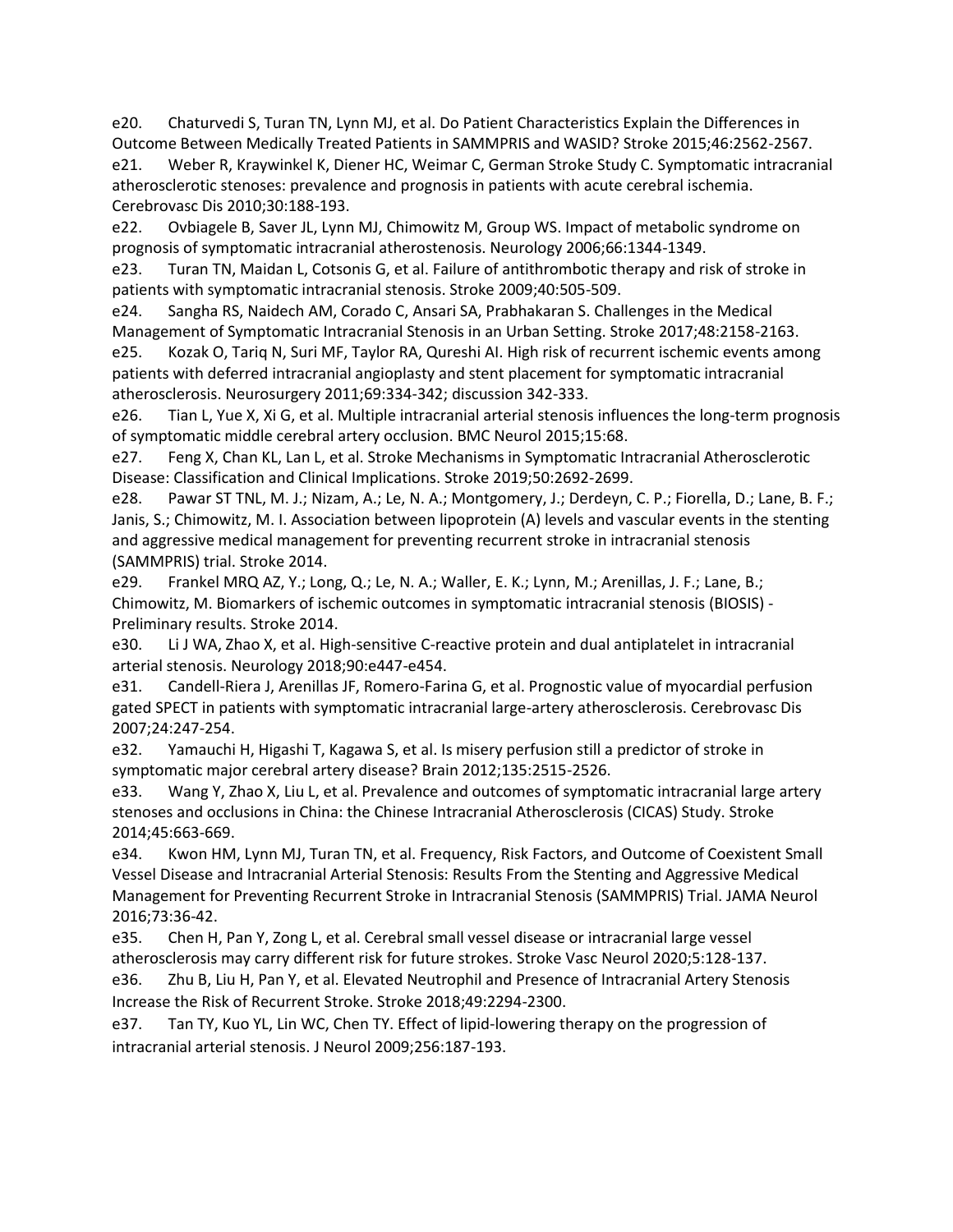e20. Chaturvedi S, Turan TN, Lynn MJ, et al. Do Patient Characteristics Explain the Differences in Outcome Between Medically Treated Patients in SAMMPRIS and WASID? Stroke 2015;46:2562-2567.

e21. Weber R, Kraywinkel K, Diener HC, Weimar C, German Stroke Study C. Symptomatic intracranial atherosclerotic stenoses: prevalence and prognosis in patients with acute cerebral ischemia. Cerebrovasc Dis 2010;30:188-193.

e22. Ovbiagele B, Saver JL, Lynn MJ, Chimowitz M, Group WS. Impact of metabolic syndrome on prognosis of symptomatic intracranial atherostenosis. Neurology 2006;66:1344-1349.

e23. Turan TN, Maidan L, Cotsonis G, et al. Failure of antithrombotic therapy and risk of stroke in patients with symptomatic intracranial stenosis. Stroke 2009;40:505-509.

e24. Sangha RS, Naidech AM, Corado C, Ansari SA, Prabhakaran S. Challenges in the Medical Management of Symptomatic Intracranial Stenosis in an Urban Setting. Stroke 2017;48:2158-2163.

e25. Kozak O, Tariq N, Suri MF, Taylor RA, Qureshi AI. High risk of recurrent ischemic events among patients with deferred intracranial angioplasty and stent placement for symptomatic intracranial atherosclerosis. Neurosurgery 2011;69:334-342; discussion 342-333.

e26. Tian L, Yue X, Xi G, et al. Multiple intracranial arterial stenosis influences the long-term prognosis of symptomatic middle cerebral artery occlusion. BMC Neurol 2015;15:68.

e27. Feng X, Chan KL, Lan L, et al. Stroke Mechanisms in Symptomatic Intracranial Atherosclerotic Disease: Classification and Clinical Implications. Stroke 2019;50:2692-2699.

e28. Pawar ST TNL, M. J.; Nizam, A.; Le, N. A.; Montgomery, J.; Derdeyn, C. P.; Fiorella, D.; Lane, B. F.; Janis, S.; Chimowitz, M. I. Association between lipoprotein (A) levels and vascular events in the stenting and aggressive medical management for preventing recurrent stroke in intracranial stenosis (SAMMPRIS) trial. Stroke 2014.

e29. Frankel MRQ AZ, Y.; Long, Q.; Le, N. A.; Waller, E. K.; Lynn, M.; Arenillas, J. F.; Lane, B.; Chimowitz, M. Biomarkers of ischemic outcomes in symptomatic intracranial stenosis (BIOSIS) - Preliminary results. Stroke 2014.

e30. Li J WA, Zhao X, et al. High-sensitive C-reactive protein and dual antiplatelet in intracranial arterial stenosis. Neurology 2018;90:e447-e454.

e31. Candell-Riera J, Arenillas JF, Romero-Farina G, et al. Prognostic value of myocardial perfusion gated SPECT in patients with symptomatic intracranial large-artery atherosclerosis. Cerebrovasc Dis 2007;24:247-254.

e32. Yamauchi H, Higashi T, Kagawa S, et al. Is misery perfusion still a predictor of stroke in symptomatic major cerebral artery disease? Brain 2012;135:2515-2526.

e33. Wang Y, Zhao X, Liu L, et al. Prevalence and outcomes of symptomatic intracranial large artery stenoses and occlusions in China: the Chinese Intracranial Atherosclerosis (CICAS) Study. Stroke 2014;45:663-669.

e34. Kwon HM, Lynn MJ, Turan TN, et al. Frequency, Risk Factors, and Outcome of Coexistent Small Vessel Disease and Intracranial Arterial Stenosis: Results From the Stenting and Aggressive Medical Management for Preventing Recurrent Stroke in Intracranial Stenosis (SAMMPRIS) Trial. JAMA Neurol 2016;73:36-42.

e35. Chen H, Pan Y, Zong L, et al. Cerebral small vessel disease or intracranial large vessel atherosclerosis may carry different risk for future strokes. Stroke Vasc Neurol 2020;5:128-137.

e36. Zhu B, Liu H, Pan Y, et al. Elevated Neutrophil and Presence of Intracranial Artery Stenosis Increase the Risk of Recurrent Stroke. Stroke 2018;49:2294-2300.

e37. Tan TY, Kuo YL, Lin WC, Chen TY. Effect of lipid-lowering therapy on the progression of intracranial arterial stenosis. J Neurol 2009;256:187-193.